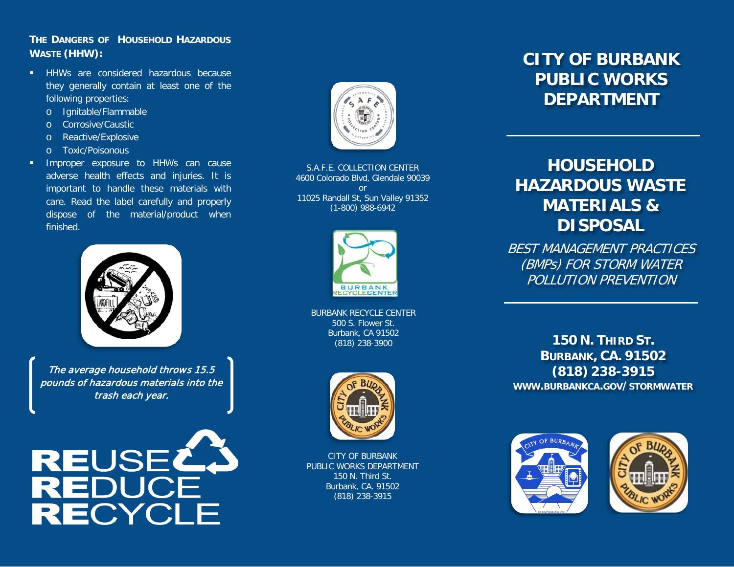## The Dangers of Household Hazardous Waste (HHW):

- HHWs are considered hazardous because they generally contain at least one of the following properties:
  - Ignitable/Flammable
  - Corrosive/Caustic
  - Reactive/Explosive
  - Toxic/Poisonous
- Improper exposure to HHWs can cause adverse health effects and injuries. It is important to handle these materials with care. Read the label carefully and properly dispose of the material/product when finished.

*The average household throws 15.5 pounds of hazardous materials into the trash each year.*

**RE**USE
**RE**DUCE
**RE**CYCLE

S.A.F.E. COLLECTION CENTER
4600 Colorado Blvd, Glendale 90039
or
11025 Randall St, Sun Valley 91352
(1-800) 988-6942

BURBANK RECYCLE CENTER
500 S. Flower St.
Burbank, CA 91502
(818) 238-3900

CITY OF BURBANK
PUBLIC WORKS DEPARTMENT
150 N. Third St.
Burbank, CA. 91502
(818) 238-3915

# CITY OF BURBANK PUBLIC WORKS DEPARTMENT

# HOUSEHOLD HAZARDOUS WASTE MATERIALS & DISPOSAL

*BEST MANAGEMENT PRACTICES (BMPs) FOR STORM WATER POLLUTION PREVENTION*

**150 N. Third St.**
**Burbank, CA. 91502**
**(818) 238-3915**
**WWW.BURBANKCA.GOV/STORMWATER**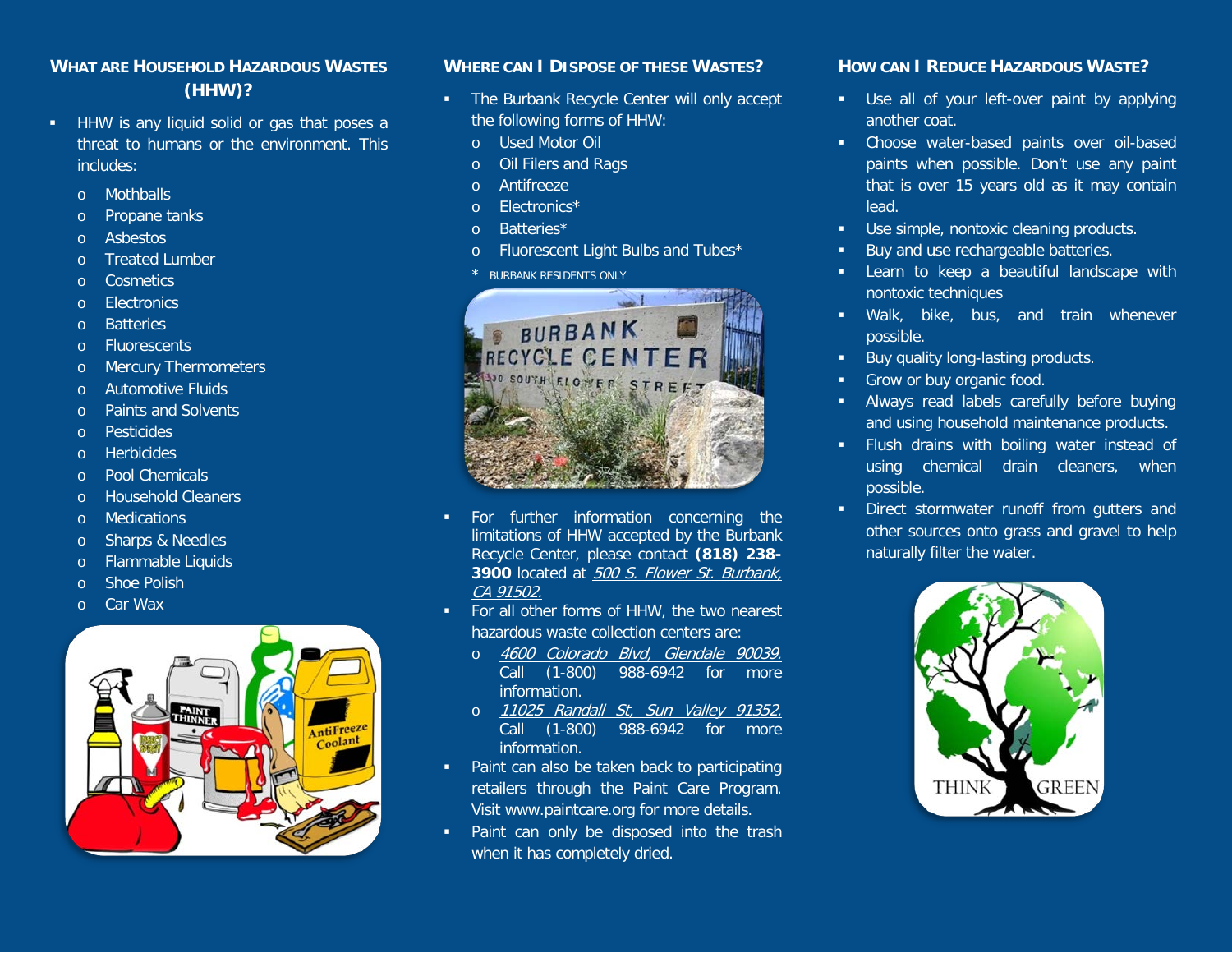## WHAT ARE HOUSEHOLD HAZARDOUS WASTES (HHW)?

- HHW is any liquid solid or gas that poses a threat to humans or the environment. This includes:
  - Mothballs
  - Propane tanks
  - Asbestos
  - Treated Lumber
  - Cosmetics
  - Electronics
  - Batteries
  - Fluorescents
  - Mercury Thermometers
  - Automotive Fluids
  - Paints and Solvents
  - Pesticides
  - Herbicides
  - Pool Chemicals
  - Household Cleaners
  - Medications
  - Sharps & Needles
  - Flammable Liquids
  - Shoe Polish
  - Car Wax

## WHERE CAN I DISPOSE OF THESE WASTES?

- The Burbank Recycle Center will only accept the following forms of HHW:
  - Used Motor Oil
  - Oil Filers and Rags
  - Antifreeze
  - Electronics*
  - Batteries*
  - Fluorescent Light Bulbs and Tubes*

  \* BURBANK RESIDENTS ONLY

- For further information concerning the limitations of HHW accepted by the Burbank Recycle Center, please contact **(818) 238-3900** located at *500 S. Flower St. Burbank, CA 91502.*
- For all other forms of HHW, the two nearest hazardous waste collection centers are:
  - *4600 Colorado Blvd, Glendale 90039.* Call (1-800) 988-6942 for more information.
  - *11025 Randall St, Sun Valley 91352.* Call (1-800) 988-6942 for more information.
- Paint can also be taken back to participating retailers through the Paint Care Program. Visit www.paintcare.org for more details.
- Paint can only be disposed into the trash when it has completely dried.

## HOW CAN I REDUCE HAZARDOUS WASTE?

- Use all of your left-over paint by applying another coat.
- Choose water-based paints over oil-based paints when possible. Don't use any paint that is over 15 years old as it may contain lead.
- Use simple, nontoxic cleaning products.
- Buy and use rechargeable batteries.
- Learn to keep a beautiful landscape with nontoxic techniques
- Walk, bike, bus, and train whenever possible.
- Buy quality long-lasting products.
- Grow or buy organic food.
- Always read labels carefully before buying and using household maintenance products.
- Flush drains with boiling water instead of using chemical drain cleaners, when possible.
- Direct stormwater runoff from gutters and other sources onto grass and gravel to help naturally filter the water.